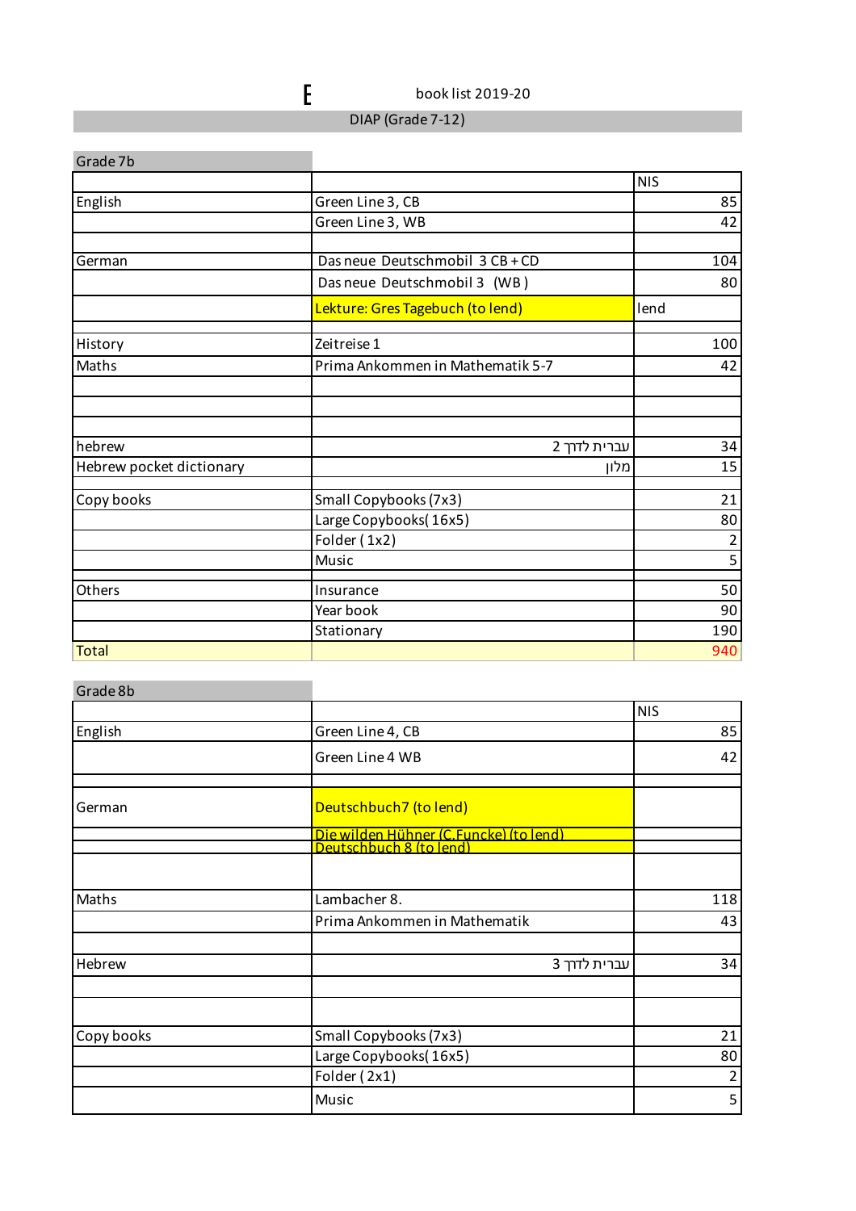E book list 2019-20

DIAP (Grade 7-12)

## Grade 7b

| | | NIS |
|---|---|---|
| English | Green Line 3, CB | 85 |
| | Green Line 3, WB | 42 |
| | | |
| German | Das neue Deutschmobil 3 CB + CD | 104 |
| | Das neue Deutschmobil 3 (WB) | 80 |
| | Lekture: Gres Tagebuch (to lend) | lend |
| | | |
| History | Zeitreise 1 | 100 |
| Maths | Prima Ankommen in Mathematik 5-7 | 42 |
| | | |
| | | |
| | | |
| hebrew | עברית לזרך 2 | 34 |
| Hebrew pocket dictionary | מלון | 15 |
| | | |
| Copy books | Small Copybooks (7x3) | 21 |
| | Large Copybooks( 16x5) | 80 |
| | Folder ( 1x2) | 2 |
| | Music | 5 |
| | | |
| Others | Insurance | 50 |
| | Year book | 90 |
| | Stationary | 190 |
| Total | | 940 |

## Grade 8b

| | | NIS |
|---|---|---|
| English | Green Line 4, CB | 85 |
| | Green Line 4 WB | 42 |
| | | |
| German | Deutschbuch7 (to lend) | |
| | Die wilden Hühner (C.Funcke) (to lend) | |
| | Deutschbuch 8 (to lend) | |
| | | |
| Maths | Lambacher 8. | 118 |
| | Prima Ankommen in Mathematik | 43 |
| | | |
| Hebrew | עברית לזרך 3 | 34 |
| | | |
| | | |
| Copy books | Small Copybooks (7x3) | 21 |
| | Large Copybooks( 16x5) | 80 |
| | Folder ( 2x1) | 2 |
| | Music | 5 |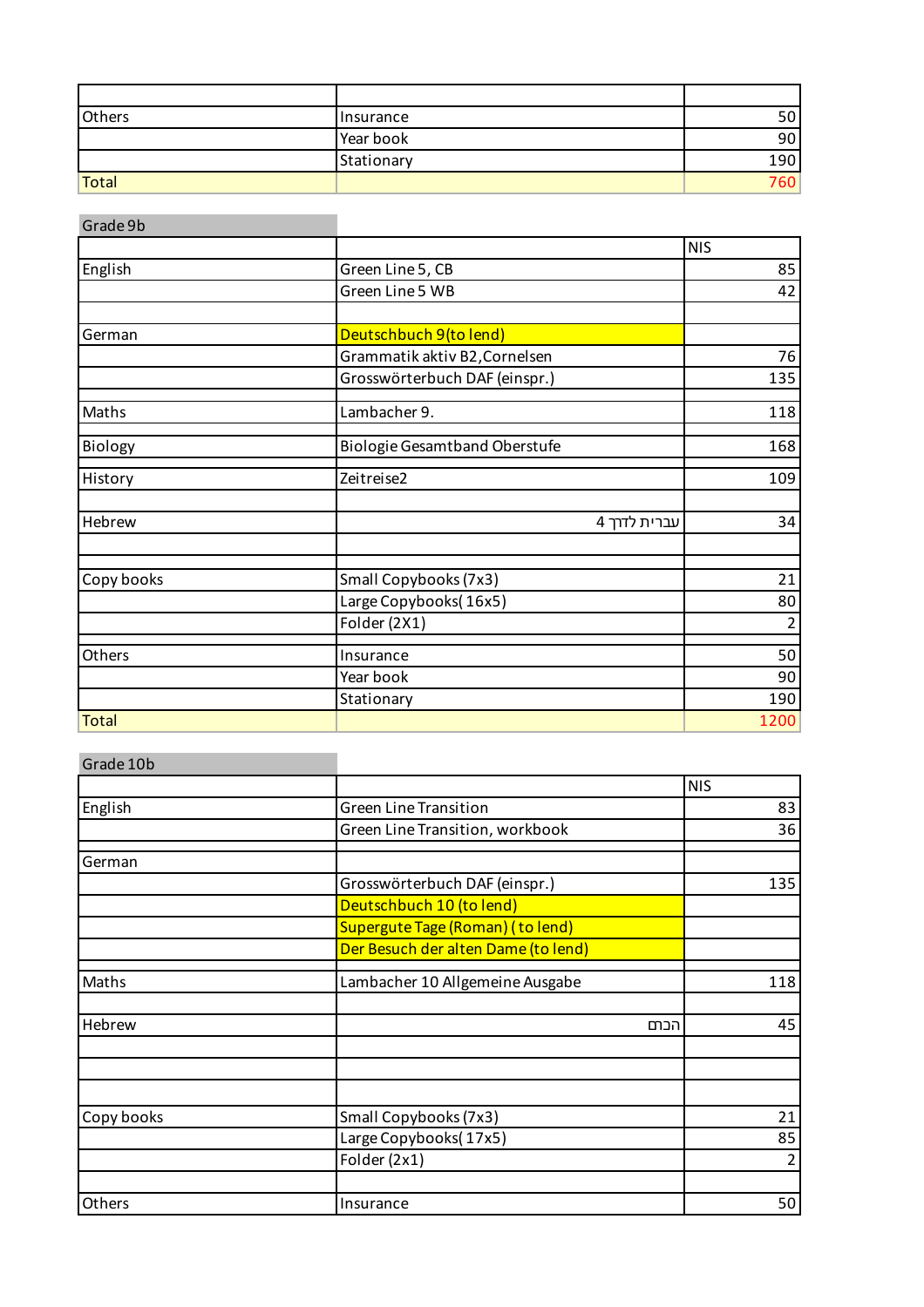| | | |
|---|---|---|
| Others | Insurance | 50 |
| | Year book | 90 |
| | Stationary | 190 |
| Total | | 760 |

## Grade 9b

| | | NIS |
|---|---|---|
| English | Green Line 5, CB | 85 |
| | Green Line 5 WB | 42 |
| | | |
| German | Deutschbuch 9(to lend) | |
| | Grammatik aktiv B2,Cornelsen | 76 |
| | Grosswörterbuch DAF (einspr.) | 135 |
| | | |
| Maths | Lambacher 9. | 118 |
| | | |
| Biology | Biologie Gesamtband Oberstufe | 168 |
| | | |
| History | Zeitreise2 | 109 |
| | | |
| Hebrew | עברית לדרך 4 | 34 |
| | | |
| | | |
| Copy books | Small Copybooks (7x3) | 21 |
| | Large Copybooks( 16x5) | 80 |
| | Folder (2X1) | 2 |
| | | |
| Others | Insurance | 50 |
| | Year book | 90 |
| | Stationary | 190 |
| Total | | 1200 |

## Grade 10b

| | | NIS |
|---|---|---|
| English | Green Line Transition | 83 |
| | Green Line Transition, workbook | 36 |
| | | |
| German | | |
| | Grosswörterbuch DAF (einspr.) | 135 |
| | Deutschbuch 10 (to lend) | |
| | Supergute Tage (Roman) ( to lend) | |
| | Der Besuch der alten Dame (to lend) | |
| | | |
| Maths | Lambacher 10 Allgemeine Ausgabe | 118 |
| | | |
| Hebrew | הכתם | 45 |
| | | |
| | | |
| | | |
| Copy books | Small Copybooks (7x3) | 21 |
| | Large Copybooks( 17x5) | 85 |
| | Folder (2x1) | 2 |
| | | |
| Others | Insurance | 50 |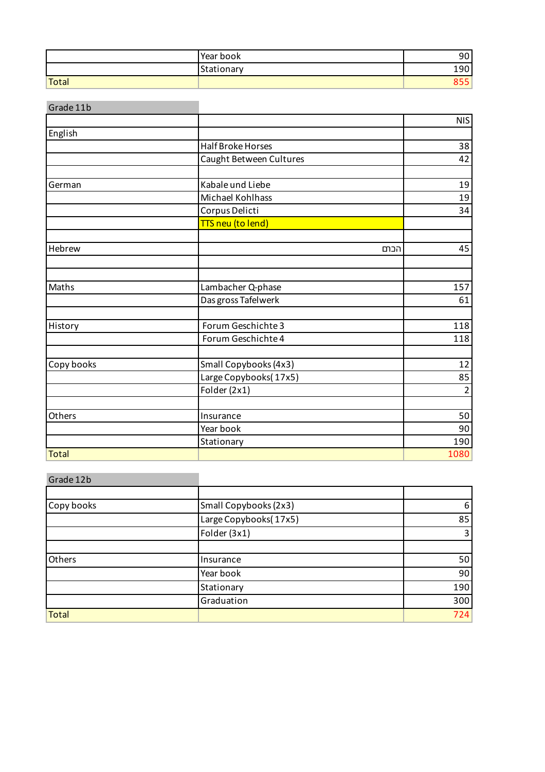| | | |
|---|---|---|
| | Year book | 90 |
| | Stationary | 190 |
| Total | | 855 |

## Grade 11b

| | | NIS |
|---|---|---|
| English | | |
| | Half Broke Horses | 38 |
| | Caught Between Cultures | 42 |
| | | |
| German | Kabale und Liebe | 19 |
| | Michael Kohlhass | 19 |
| | Corpus Delicti | 34 |
| | TTS neu (to lend) | |
| | | |
| Hebrew | הכתם | 45 |
| | | |
| | | |
| Maths | Lambacher Q-phase | 157 |
| | Das gross Tafelwerk | 61 |
| | | |
| History | Forum Geschichte 3 | 118 |
| | Forum Geschichte 4 | 118 |
| | | |
| Copy books | Small Copybooks (4x3) | 12 |
| | Large Copybooks( 17x5) | 85 |
| | Folder (2x1) | 2 |
| | | |
| Others | Insurance | 50 |
| | Year book | 90 |
| | Stationary | 190 |
| Total | | 1080 |

## Grade 12b

| | | |
|---|---|---|
| Copy books | Small Copybooks (2x3) | 6 |
| | Large Copybooks( 17x5) | 85 |
| | Folder (3x1) | 3 |
| | | |
| Others | Insurance | 50 |
| | Year book | 90 |
| | Stationary | 190 |
| | Graduation | 300 |
| Total | | 724 |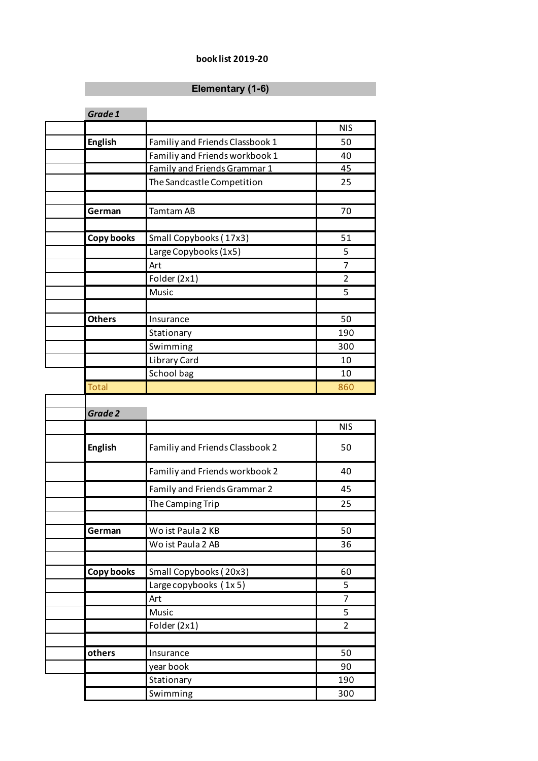book list 2019-20

## Elementary (1-6)

### Grade 1

| | | NIS |
|---|---|---|
| **English** | Familiy and Friends Classbook 1 | 50 |
| | Familiy and Friends workbook 1 | 40 |
| | Family and Friends Grammar 1 | 45 |
| | The Sandcastle Competition | 25 |
| | | |
| **German** | Tamtam AB | 70 |
| | | |
| **Copy books** | Small Copybooks ( 17x3) | 51 |
| | Large Copybooks (1x5) | 5 |
| | Art | 7 |
| | Folder (2x1) | 2 |
| | Music | 5 |
| | | |
| **Others** | Insurance | 50 |
| | Stationary | 190 |
| | Swimming | 300 |
| | Library Card | 10 |
| | School bag | 10 |
| Total | | 860 |

### Grade 2

| | | NIS |
|---|---|---|
| **English** | Familiy and Friends Classbook 2 | 50 |
| | Familiy and Friends workbook 2 | 40 |
| | Family and Friends Grammar 2 | 45 |
| | The Camping Trip | 25 |
| | | |
| **German** | Wo ist Paula 2 KB | 50 |
| | Wo ist Paula 2 AB | 36 |
| | | |
| **Copy books** | Small Copybooks ( 20x3) | 60 |
| | Large copybooks ( 1x 5) | 5 |
| | Art | 7 |
| | Music | 5 |
| | Folder (2x1) | 2 |
| | | |
| **others** | Insurance | 50 |
| | year book | 90 |
| | Stationary | 190 |
| | Swimming | 300 |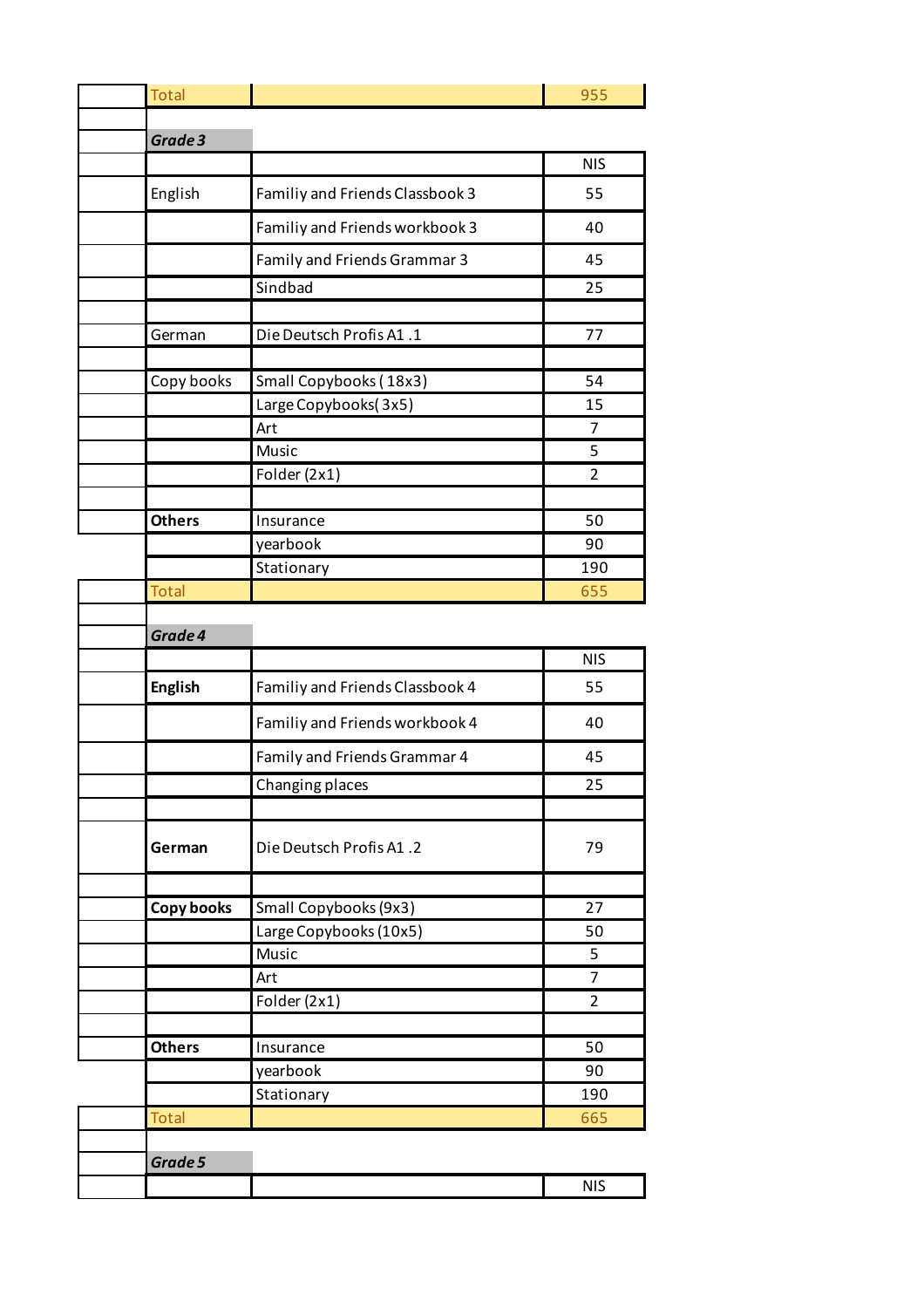| Total | | 955 |
|---|---|---|

***Grade 3***

| | | NIS |
|---|---|---|
| English | Familiy and Friends Classbook 3 | 55 |
| | Familiy and Friends workbook 3 | 40 |
| | Family and Friends Grammar 3 | 45 |
| | Sindbad | 25 |
| | | |
| German | Die Deutsch Profis A1 .1 | 77 |
| | | |
| Copy books | Small Copybooks ( 18x3) | 54 |
| | Large Copybooks( 3x5) | 15 |
| | Art | 7 |
| | Music | 5 |
| | Folder (2x1) | 2 |
| | | |
| **Others** | Insurance | 50 |
| | yearbook | 90 |
| | Stationary | 190 |
| Total | | 655 |

***Grade 4***

| | | NIS |
|---|---|---|
| **English** | Familiy and Friends Classbook 4 | 55 |
| | Familiy and Friends workbook 4 | 40 |
| | Family and Friends Grammar 4 | 45 |
| | Changing places | 25 |
| | | |
| **German** | Die Deutsch Profis A1 .2 | 79 |
| | | |
| **Copy books** | Small Copybooks (9x3) | 27 |
| | Large Copybooks (10x5) | 50 |
| | Music | 5 |
| | Art | 7 |
| | Folder (2x1) | 2 |
| | | |
| **Others** | Insurance | 50 |
| | yearbook | 90 |
| | Stationary | 190 |
| Total | | 665 |

***Grade 5***

| | | NIS |
|---|---|---|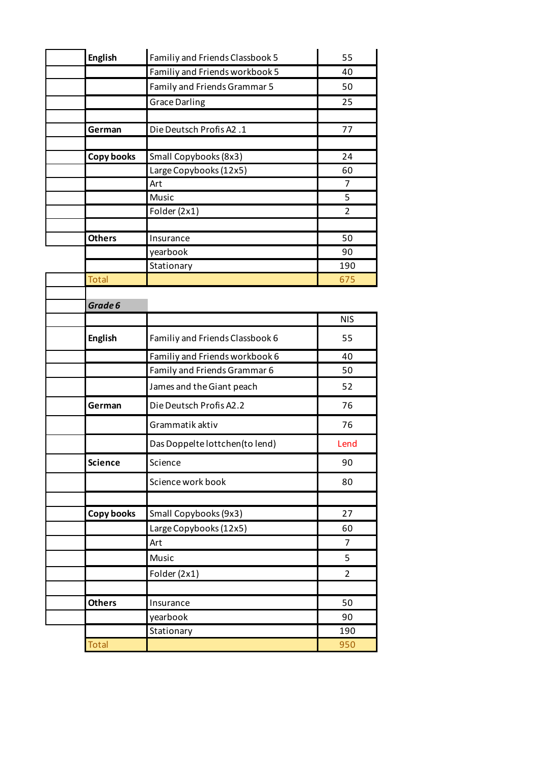| | | | |
|---|---|---|---|
| | **English** | Familiy and Friends Classbook 5 | 55 |
| | | Familiy and Friends workbook 5 | 40 |
| | | Family and Friends Grammar 5 | 50 |
| | | Grace Darling | 25 |
| | | | |
| | **German** | Die Deutsch Profis A2 .1 | 77 |
| | | | |
| | **Copy books** | Small Copybooks (8x3) | 24 |
| | | Large Copybooks (12x5) | 60 |
| | | Art | 7 |
| | | Music | 5 |
| | | Folder (2x1) | 2 |
| | | | |
| | **Others** | Insurance | 50 |
| | | yearbook | 90 |
| | | Stationary | 190 |
| | Total | | 675 |

***Grade 6***

| | | | NIS |
|---|---|---|---|
| | **English** | Familiy and Friends Classbook 6 | 55 |
| | | Familiy and Friends workbook 6 | 40 |
| | | Family and Friends Grammar 6 | 50 |
| | | James and the Giant peach | 52 |
| | **German** | Die Deutsch Profis A2.2 | 76 |
| | | Grammatik aktiv | 76 |
| | | Das Doppelte lottchen(to lend) | Lend |
| | **Science** | Science | 90 |
| | | Science work book | 80 |
| | | | |
| | **Copy books** | Small Copybooks (9x3) | 27 |
| | | Large Copybooks (12x5) | 60 |
| | | Art | 7 |
| | | Music | 5 |
| | | Folder (2x1) | 2 |
| | | | |
| | **Others** | Insurance | 50 |
| | | yearbook | 90 |
| | | Stationary | 190 |
| | Total | | 950 |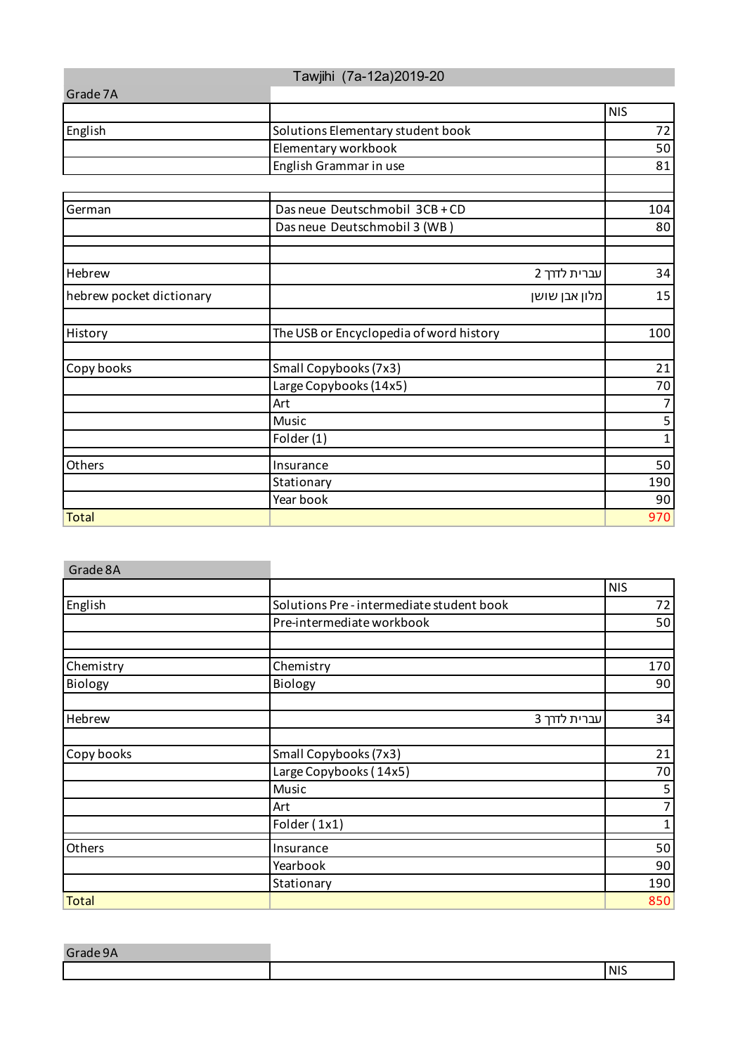# Tawjihi (7a-12a)2019-20

## Grade 7A

| | | NIS |
|---|---|---|
| English | Solutions Elementary student book | 72 |
| | Elementary workbook | 50 |
| | English Grammar in use | 81 |
| | | |
| German | Das neue Deutschmobil 3CB + CD | 104 |
| | Das neue Deutschmobil 3 (WB ) | 80 |
| | | |
| Hebrew | עברית לזדך 2 | 34 |
| hebrew pocket dictionary | מלון אבן שושן | 15 |
| | | |
| History | The USB or Encyclopedia of word history | 100 |
| | | |
| Copy books | Small Copybooks (7x3) | 21 |
| | Large Copybooks (14x5) | 70 |
| | Art | 7 |
| | Music | 5 |
| | Folder (1) | 1 |
| | | |
| Others | Insurance | 50 |
| | Stationary | 190 |
| | Year book | 90 |
| Total | | 970 |

## Grade 8A

| | | NIS |
|---|---|---|
| English | Solutions Pre - intermediate student book | 72 |
| | Pre-intermediate workbook | 50 |
| | | |
| Chemistry | Chemistry | 170 |
| Biology | Biology | 90 |
| | | |
| Hebrew | עברית לזדך 3 | 34 |
| | | |
| Copy books | Small Copybooks (7x3) | 21 |
| | Large Copybooks ( 14x5) | 70 |
| | Music | 5 |
| | Art | 7 |
| | Folder ( 1x1) | 1 |
| | | |
| Others | Insurance | 50 |
| | Yearbook | 90 |
| | Stationary | 190 |
| Total | | 850 |

## Grade 9A

| | | NIS |
|---|---|---|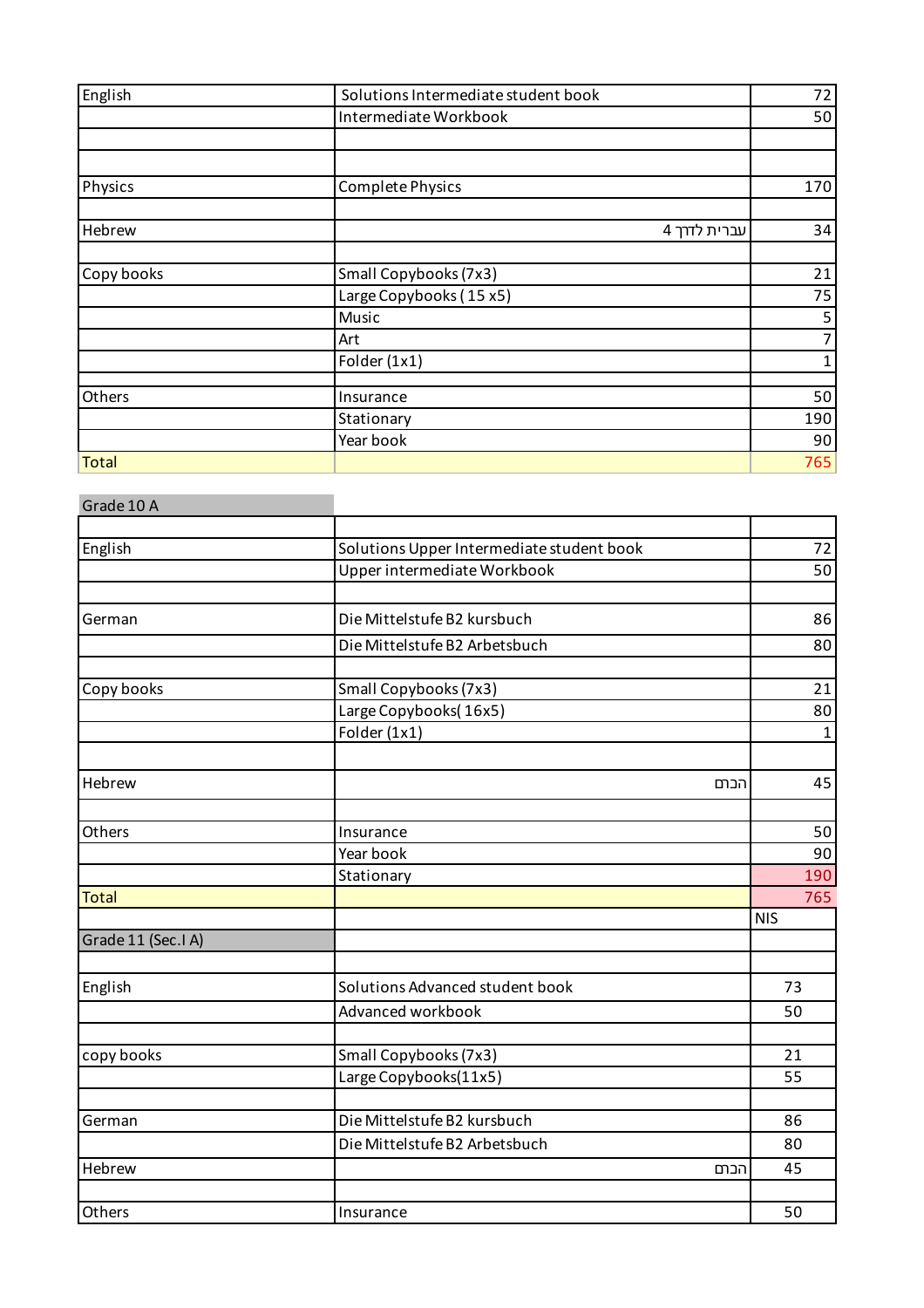| | | |
|---|---|---|
| English | Solutions Intermediate student book | 72 |
| | Intermediate Workbook | 50 |
| | | |
| | | |
| Physics | Complete Physics | 170 |
| | | |
| Hebrew | עברית לדרך 4 | 34 |
| | | |
| Copy books | Small Copybooks (7x3) | 21 |
| | Large Copybooks ( 15 x5) | 75 |
| | Music | 5 |
| | Art | 7 |
| | Folder (1x1) | 1 |
| | | |
| Others | Insurance | 50 |
| | Stationary | 190 |
| | Year book | 90 |
| Total | | 765 |

| Grade 10 A | | |
|---|---|---|
| | | |
| English | Solutions Upper Intermediate student book | 72 |
| | Upper intermediate Workbook | 50 |
| | | |
| German | Die Mittelstufe B2 kursbuch | 86 |
| | Die Mittelstufe B2 Arbetsbuch | 80 |
| | | |
| Copy books | Small Copybooks (7x3) | 21 |
| | Large Copybooks( 16x5) | 80 |
| | Folder (1x1) | 1 |
| | | |
| Hebrew | הכתם | 45 |
| | | |
| Others | Insurance | 50 |
| | Year book | 90 |
| | Stationary | 190 |
| Total | | 765 |
| | | NIS |

| Grade 11 (Sec.I A) | | |
|---|---|---|
| | | |
| English | Solutions Advanced student book | 73 |
| | Advanced workbook | 50 |
| | | |
| copy books | Small Copybooks (7x3) | 21 |
| | Large Copybooks(11x5) | 55 |
| | | |
| German | Die Mittelstufe B2 kursbuch | 86 |
| | Die Mittelstufe B2 Arbetsbuch | 80 |
| Hebrew | הכתם | 45 |
| | | |
| Others | Insurance | 50 |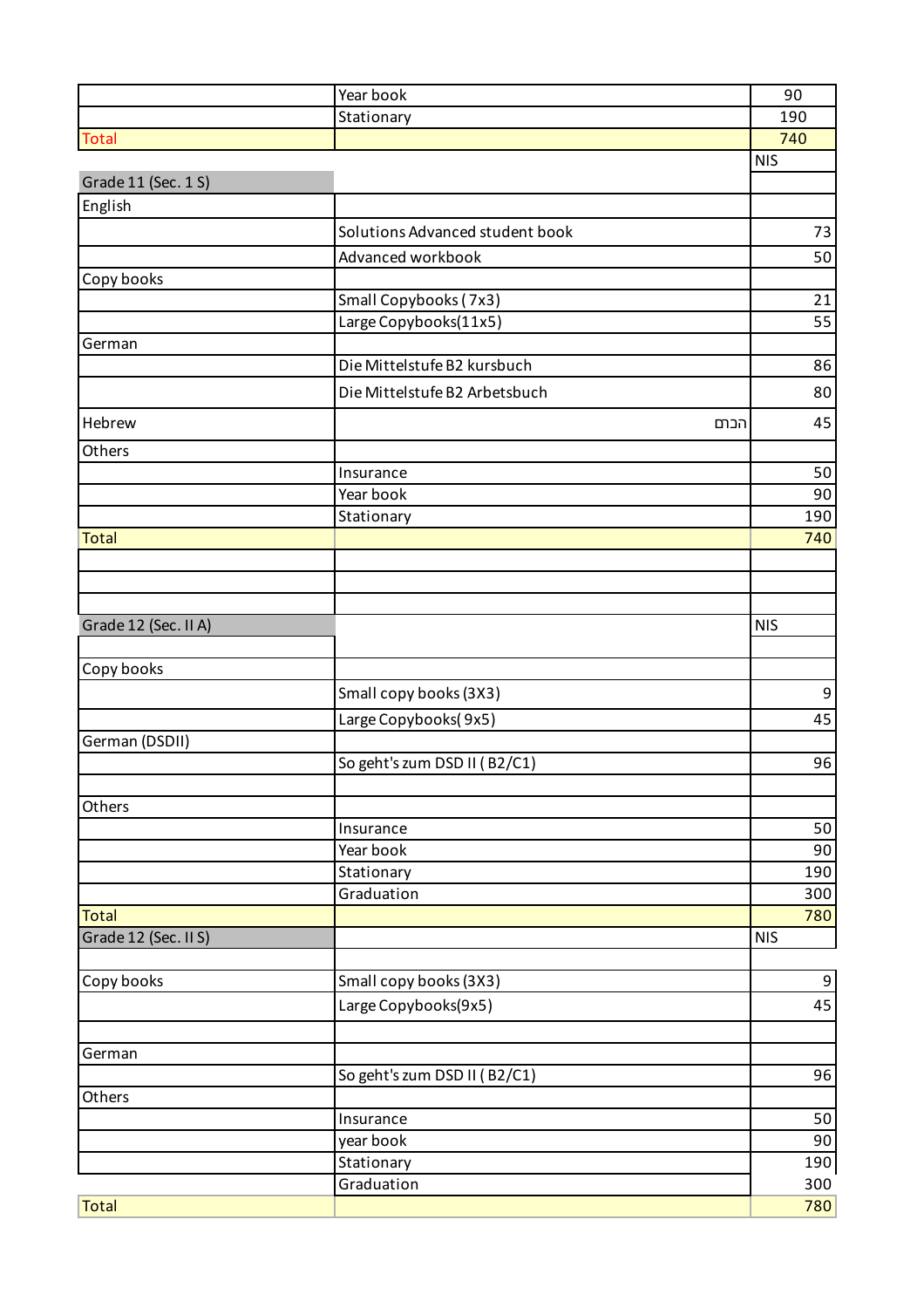| | | |
|---|---|---|
| | Year book | 90 |
| | Stationary | 190 |
| Total | | 740 |

| | | |
|---|---|---|
| Grade 11 (Sec. 1 S) | | NIS |
| English | | |
| | Solutions Advanced student book | 73 |
| | Advanced workbook | 50 |
| Copy books | | |
| | Small Copybooks ( 7x3) | 21 |
| | Large Copybooks(11x5) | 55 |
| German | | |
| | Die Mittelstufe B2 kursbuch | 86 |
| | Die Mittelstufe B2 Arbetsbuch | 80 |
| Hebrew | הכתם | 45 |
| Others | | |
| | Insurance | 50 |
| | Year book | 90 |
| | Stationary | 190 |
| Total | | 740 |

| | | |
|---|---|---|
| Grade 12 (Sec. II A) | | NIS |
| Copy books | | |
| | Small copy books (3X3) | 9 |
| | Large Copybooks( 9x5) | 45 |
| German (DSDII) | | |
| | So geht's zum DSD II ( B2/C1) | 96 |
| Others | | |
| | Insurance | 50 |
| | Year book | 90 |
| | Stationary | 190 |
| | Graduation | 300 |
| Total | | 780 |

| | | |
|---|---|---|
| Grade 12 (Sec. II S) | | NIS |
| Copy books | Small copy books (3X3) | 9 |
| | Large Copybooks(9x5) | 45 |
| German | | |
| | So geht's zum DSD II ( B2/C1) | 96 |
| Others | | |
| | Insurance | 50 |
| | year book | 90 |
| | Stationary | 190 |
| | Graduation | 300 |
| Total | | 780 |